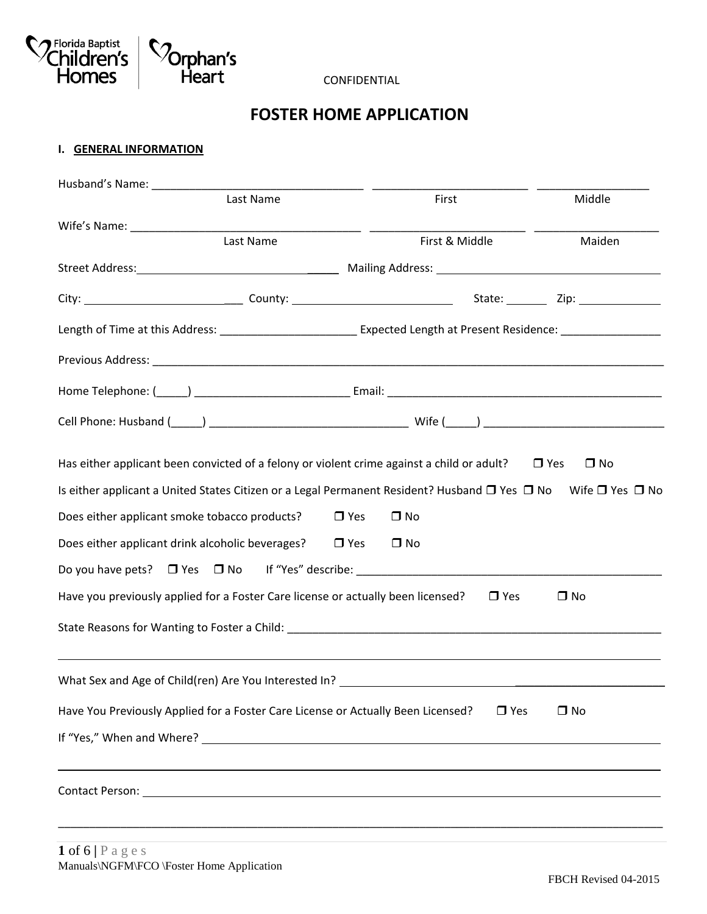Florida Baptist Children's Homes | Orphan's Heart

CONFIDENTIAL

# FOSTER HOME APPLICATION

## I. GENERAL INFORMATION

Husband's Name: ________________________________ ________________________ __________________
Last Name First Middle

Wife's Name: ___________________________________ _______________________ ___________________
Last Name First & Middle Maiden

Street Address: ______________________________ Mailing Address: ___________________________________

City: __________________________ County: _________________________ State: _______ Zip: _____________

Length of Time at this Address: _____________________ Expected Length at Present Residence: ________________

Previous Address: ___________________________________________________________________________________

Home Telephone: (_____) ________________________ Email: ____________________________________________

Cell Phone: Husband (_____) _______________________________ Wife (_____) _____________________________

Has either applicant been convicted of a felony or violent crime against a child or adult? ☐ Yes ☐ No

Is either applicant a United States Citizen or a Legal Permanent Resident? Husband ☐ Yes ☐ No Wife ☐ Yes ☐ No

Does either applicant smoke tobacco products? ☐ Yes ☐ No

Does either applicant drink alcoholic beverages? ☐ Yes ☐ No

Do you have pets? ☐ Yes ☐ No If "Yes" describe: ______________________________________________

Have you previously applied for a Foster Care license or actually been licensed? ☐ Yes ☐ No

State Reasons for Wanting to Foster a Child: ___________________________________________________________

_____________________________________________________________________________________________

What Sex and Age of Child(ren) Are You Interested In? ____________________________________________

Have You Previously Applied for a Foster Care License or Actually Been Licensed? ☐ Yes ☐ No

If "Yes," When and Where? _____________________________________________________________________

_____________________________________________________________________________________________

Contact Person: _______________________________________________________________________________

_____________________________________________________________________________________________

Manuals\NGFM\FCO \Foster Home Application

FBCH Revised 04-2015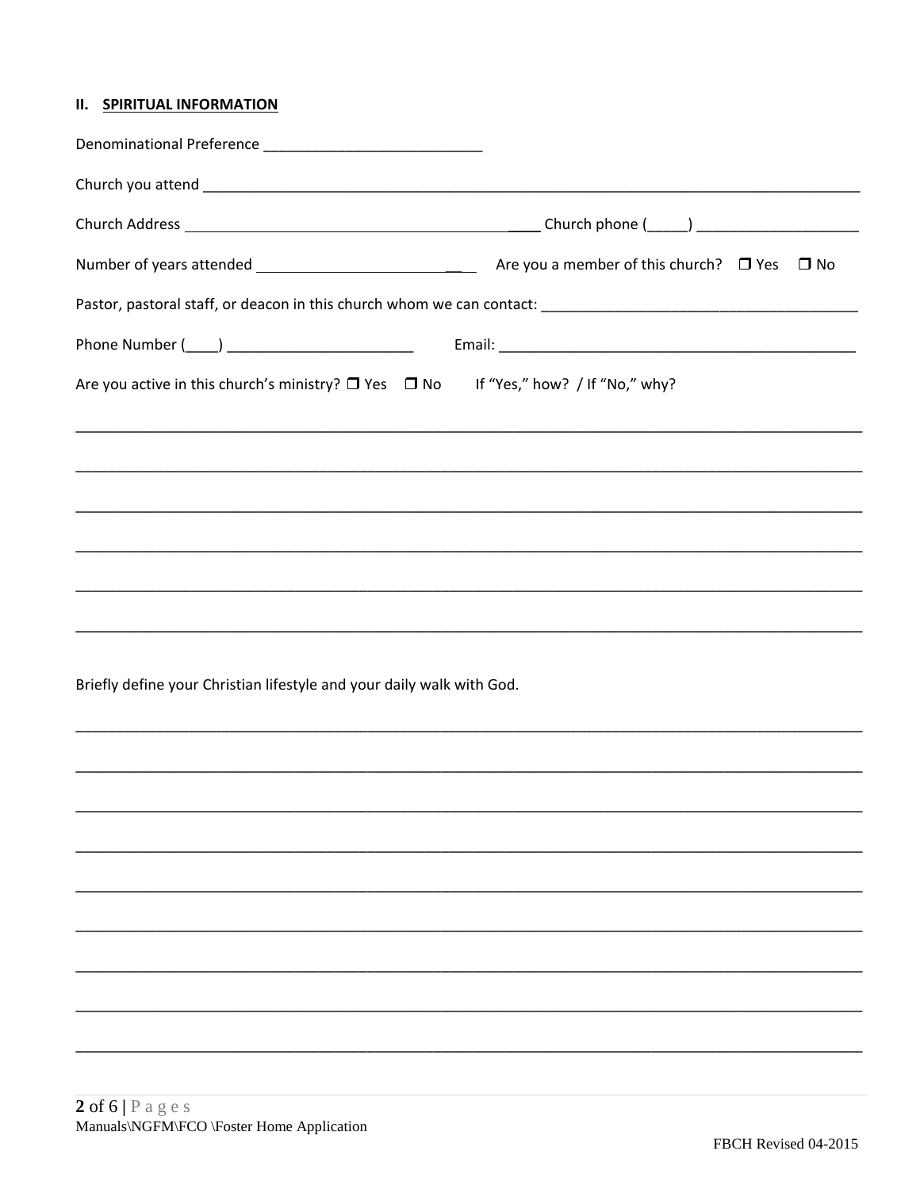## II. SPIRITUAL INFORMATION

Denominational Preference ___________________________

Church you attend ______________________________________________________________________________________

Church Address ____________________________________________ Church phone (_____) ____________________

Number of years attended __________________________ Are you a member of this church? ☐ Yes ☐ No

Pastor, pastoral staff, or deacon in this church whom we can contact: ________________________________________

Phone Number (____) _______________________ Email: _____________________________________________

Are you active in this church's ministry? ☐ Yes ☐ No If "Yes," how? / If "No," why?

______________________________________________________________________________________________

______________________________________________________________________________________________

______________________________________________________________________________________________

______________________________________________________________________________________________

______________________________________________________________________________________________

______________________________________________________________________________________________

Briefly define your Christian lifestyle and your daily walk with God.

______________________________________________________________________________________________

______________________________________________________________________________________________

______________________________________________________________________________________________

______________________________________________________________________________________________

______________________________________________________________________________________________

______________________________________________________________________________________________

______________________________________________________________________________________________

______________________________________________________________________________________________

______________________________________________________________________________________________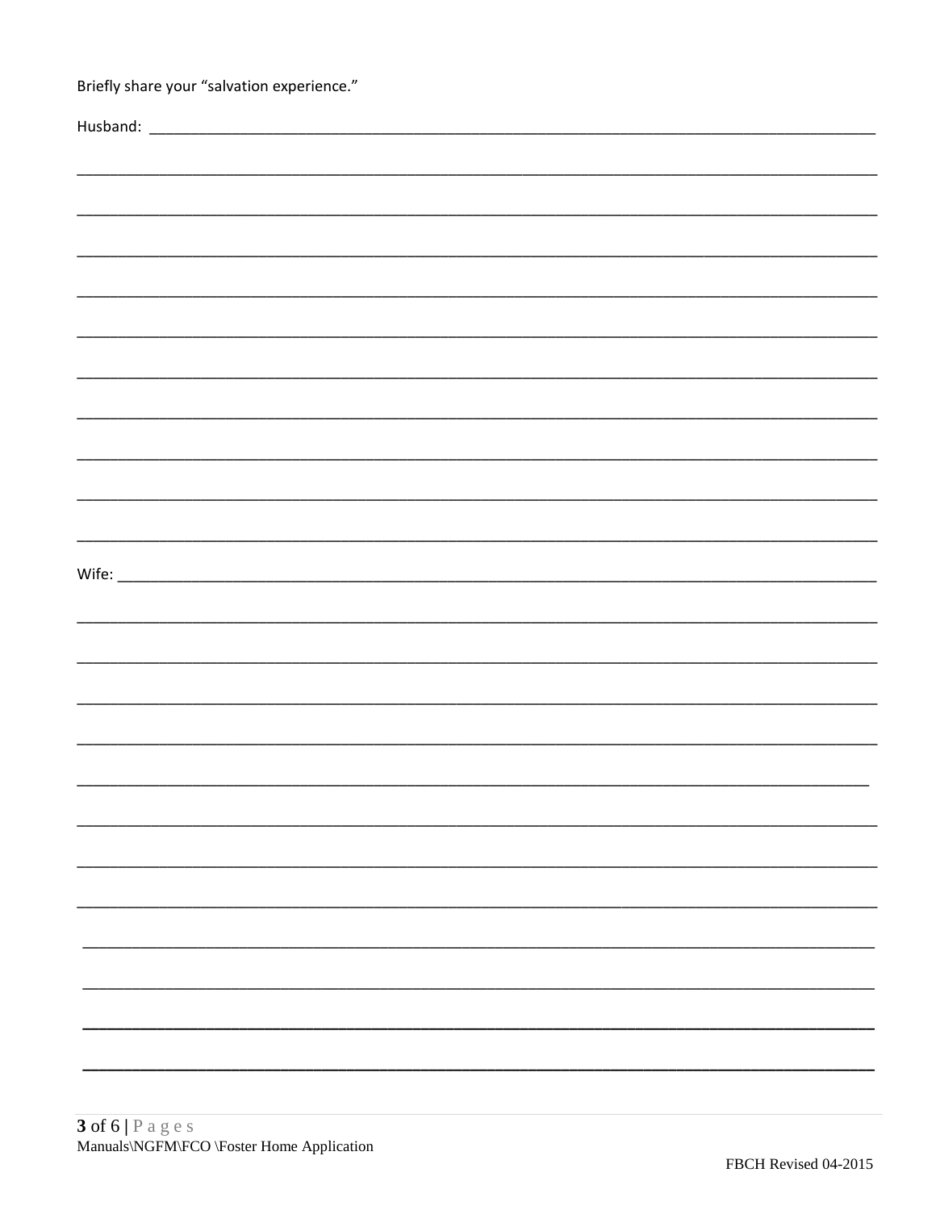Briefly share your “salvation experience.”

Husband: ______________________________________________________________________________

______________________________________________________________________________________

______________________________________________________________________________________

______________________________________________________________________________________

______________________________________________________________________________________

______________________________________________________________________________________

______________________________________________________________________________________

______________________________________________________________________________________

______________________________________________________________________________________

______________________________________________________________________________________

______________________________________________________________________________________

Wife: _________________________________________________________________________________

______________________________________________________________________________________

______________________________________________________________________________________

______________________________________________________________________________________

______________________________________________________________________________________

______________________________________________________________________________________

______________________________________________________________________________________

______________________________________________________________________________________

______________________________________________________________________________________

______________________________________________________________________________________

______________________________________________________________________________________

______________________________________________________________________________________

______________________________________________________________________________________

Manuals\NGFM\FCO \Foster Home Application

FBCH Revised 04-2015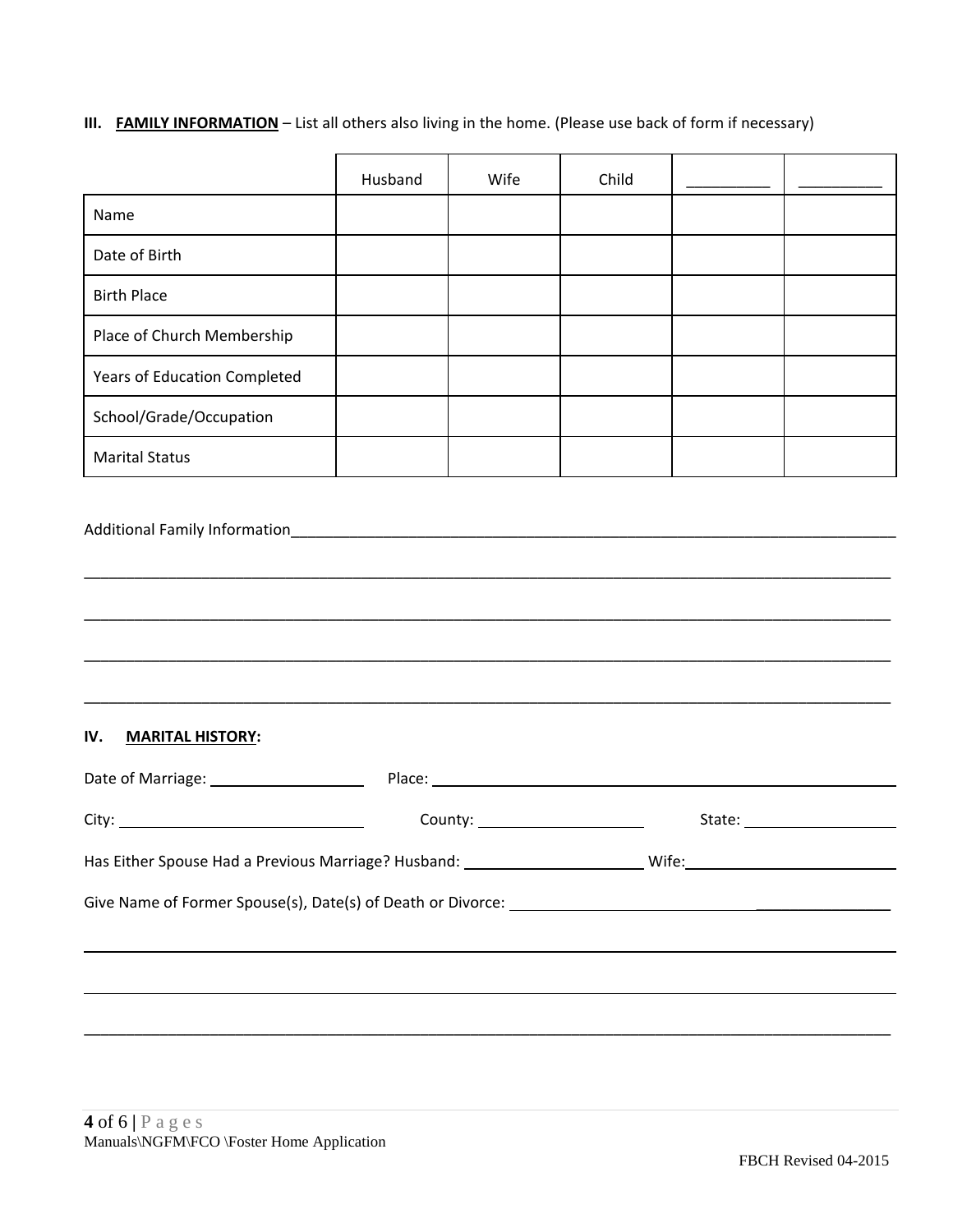**III. FAMILY INFORMATION** – List all others also living in the home. (Please use back of form if necessary)

| | Husband | Wife | Child | __________ | __________ |
|---|---|---|---|---|---|
| Name | | | | | |
| Date of Birth | | | | | |
| Birth Place | | | | | |
| Place of Church Membership | | | | | |
| Years of Education Completed | | | | | |
| School/Grade/Occupation | | | | | |
| Marital Status | | | | | |

Additional Family Information_______________________________________________________________________

_____________________________________________________________________________________________

_____________________________________________________________________________________________

_____________________________________________________________________________________________

_____________________________________________________________________________________________

**IV. MARITAL HISTORY:**

Date of Marriage: ____________________ Place: ______________________________________________

City: ______________________________ County: ____________________ State: __________________

Has Either Spouse Had a Previous Marriage? Husband: ______________________ Wife:_______________________

Give Name of Former Spouse(s), Date(s) of Death or Divorce: ______________________________________________

_____________________________________________________________________________________________

_____________________________________________________________________________________________

_____________________________________________________________________________________________

Manuals\NGFM\FCO \Foster Home Application

FBCH Revised 04-2015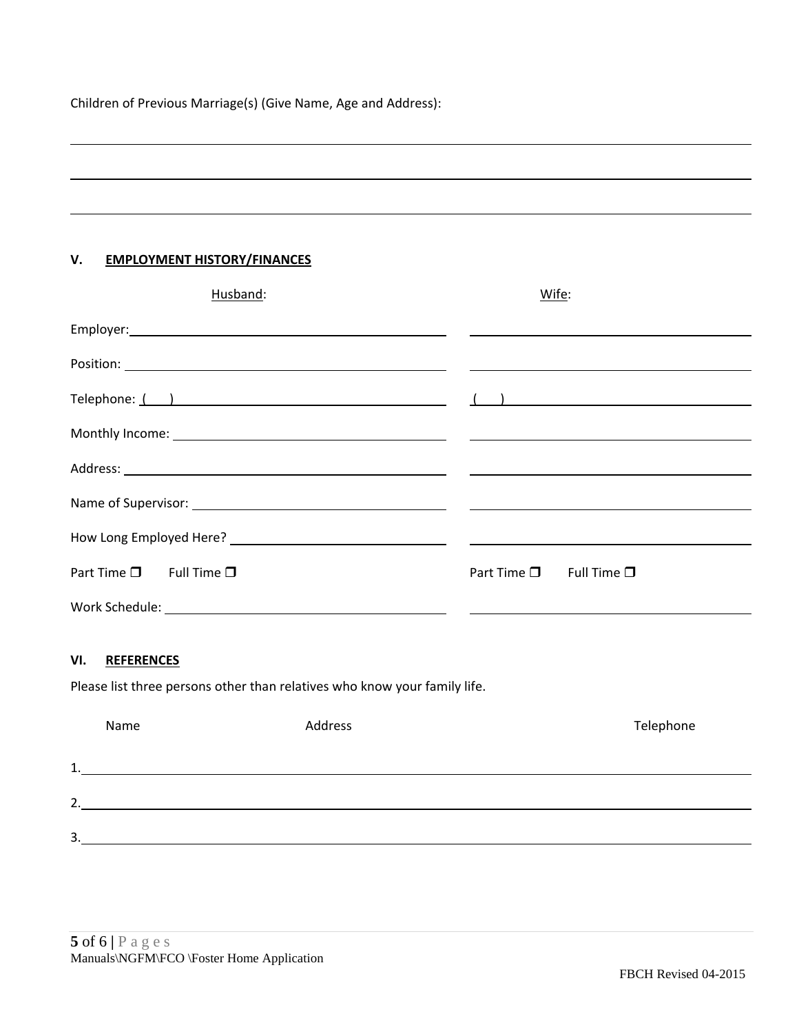Children of Previous Marriage(s) (Give Name, Age and Address):

______________________________________________________________________________

______________________________________________________________________________

______________________________________________________________________________

## V. EMPLOYMENT HISTORY/FINANCES

| | Husband: | Wife: |
|---|---|---|
| Employer: | | |
| Position: | | |
| Telephone: | ( ) | ( ) |
| Monthly Income: | | |
| Address: | | |
| Name of Supervisor: | | |
| How Long Employed Here? | | |
| | Part Time ❒ Full Time ❒ | Part Time ❒ Full Time ❒ |
| Work Schedule: | | |

## VI. REFERENCES

Please list three persons other than relatives who know your family life.

| | Name | Address | Telephone |
|---|---|---|---|
| 1. | | | |
| 2. | | | |
| 3. | | | |

Manuals\NGFM\FCO \Foster Home Application

FBCH Revised 04-2015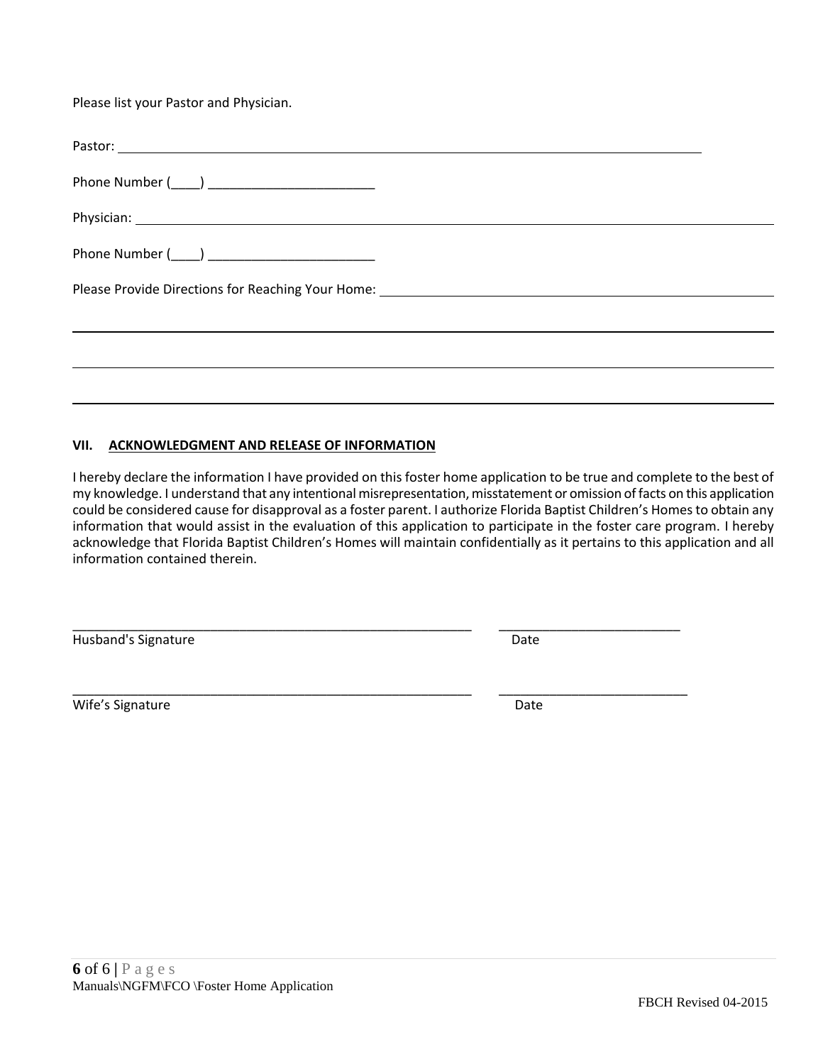Please list your Pastor and Physician.

Pastor: ____________________________________________________________________________

Phone Number (____) ________________________

Physician: ____________________________________________________________________________

Phone Number (____) ________________________

Please Provide Directions for Reaching Your Home: ____________________________________________

______________________________________________________________________________________

______________________________________________________________________________________

______________________________________________________________________________________

**VII. ACKNOWLEDGMENT AND RELEASE OF INFORMATION**

I hereby declare the information I have provided on this foster home application to be true and complete to the best of my knowledge. I understand that any intentional misrepresentation, misstatement or omission of facts on this application could be considered cause for disapproval as a foster parent. I authorize Florida Baptist Children's Homes to obtain any information that would assist in the evaluation of this application to participate in the foster care program. I hereby acknowledge that Florida Baptist Children's Homes will maintain confidentially as it pertains to this application and all information contained therein.

___________________________________________________________ ___________________________
Husband's Signature Date

___________________________________________________________ ___________________________
Wife's Signature Date

Manuals\NGFM\FCO \Foster Home Application

FBCH Revised 04-2015